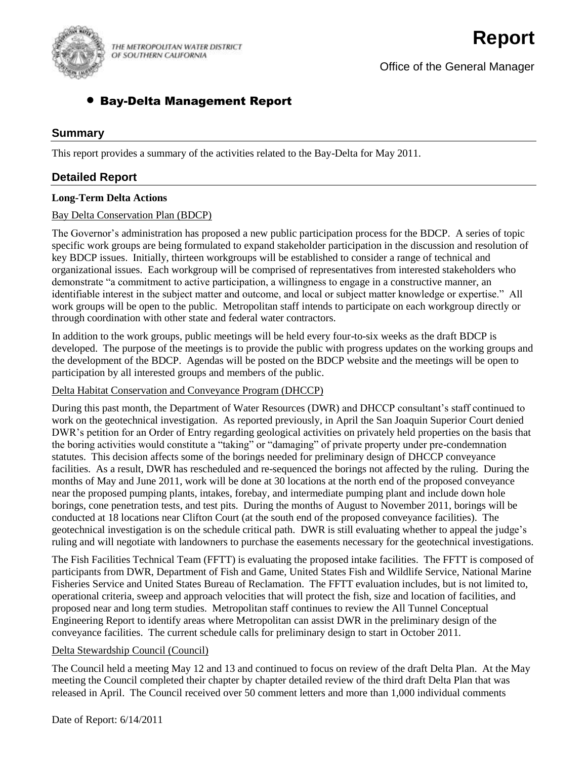THE METROPOLITAN WATER DISTRICT OF SOUTHERN CALIFORNIA

# Report

Office of the General Manager

## • Bay-Delta Management Report

## Summary

This report provides a summary of the activities related to the Bay-Delta for May 2011.

## Detailed Report

### Long-Term Delta Actions

Bay Delta Conservation Plan (BDCP)

The Governor's administration has proposed a new public participation process for the BDCP. A series of topic specific work groups are being formulated to expand stakeholder participation in the discussion and resolution of key BDCP issues. Initially, thirteen workgroups will be established to consider a range of technical and organizational issues. Each workgroup will be comprised of representatives from interested stakeholders who demonstrate "a commitment to active participation, a willingness to engage in a constructive manner, an identifiable interest in the subject matter and outcome, and local or subject matter knowledge or expertise." All work groups will be open to the public. Metropolitan staff intends to participate on each workgroup directly or through coordination with other state and federal water contractors.

In addition to the work groups, public meetings will be held every four-to-six weeks as the draft BDCP is developed. The purpose of the meetings is to provide the public with progress updates on the working groups and the development of the BDCP. Agendas will be posted on the BDCP website and the meetings will be open to participation by all interested groups and members of the public.

Delta Habitat Conservation and Conveyance Program (DHCCP)

During this past month, the Department of Water Resources (DWR) and DHCCP consultant's staff continued to work on the geotechnical investigation. As reported previously, in April the San Joaquin Superior Court denied DWR's petition for an Order of Entry regarding geological activities on privately held properties on the basis that the boring activities would constitute a "taking" or "damaging" of private property under pre-condemnation statutes. This decision affects some of the borings needed for preliminary design of DHCCP conveyance facilities. As a result, DWR has rescheduled and re-sequenced the borings not affected by the ruling. During the months of May and June 2011, work will be done at 30 locations at the north end of the proposed conveyance near the proposed pumping plants, intakes, forebay, and intermediate pumping plant and include down hole borings, cone penetration tests, and test pits. During the months of August to November 2011, borings will be conducted at 18 locations near Clifton Court (at the south end of the proposed conveyance facilities). The geotechnical investigation is on the schedule critical path. DWR is still evaluating whether to appeal the judge's ruling and will negotiate with landowners to purchase the easements necessary for the geotechnical investigations.

The Fish Facilities Technical Team (FFTT) is evaluating the proposed intake facilities. The FFTT is composed of participants from DWR, Department of Fish and Game, United States Fish and Wildlife Service, National Marine Fisheries Service and United States Bureau of Reclamation. The FFTT evaluation includes, but is not limited to, operational criteria, sweep and approach velocities that will protect the fish, size and location of facilities, and proposed near and long term studies. Metropolitan staff continues to review the All Tunnel Conceptual Engineering Report to identify areas where Metropolitan can assist DWR in the preliminary design of the conveyance facilities. The current schedule calls for preliminary design to start in October 2011.

Delta Stewardship Council (Council)

The Council held a meeting May 12 and 13 and continued to focus on review of the draft Delta Plan. At the May meeting the Council completed their chapter by chapter detailed review of the third draft Delta Plan that was released in April. The Council received over 50 comment letters and more than 1,000 individual comments

Date of Report: 6/14/2011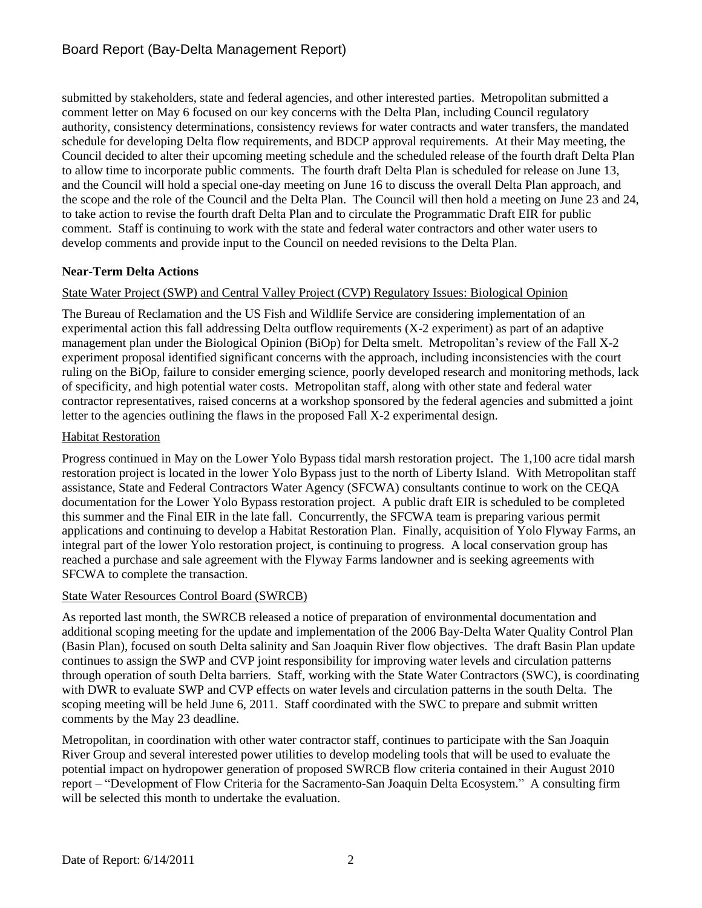submitted by stakeholders, state and federal agencies, and other interested parties. Metropolitan submitted a comment letter on May 6 focused on our key concerns with the Delta Plan, including Council regulatory authority, consistency determinations, consistency reviews for water contracts and water transfers, the mandated schedule for developing Delta flow requirements, and BDCP approval requirements. At their May meeting, the Council decided to alter their upcoming meeting schedule and the scheduled release of the fourth draft Delta Plan to allow time to incorporate public comments. The fourth draft Delta Plan is scheduled for release on June 13, and the Council will hold a special one-day meeting on June 16 to discuss the overall Delta Plan approach, and the scope and the role of the Council and the Delta Plan. The Council will then hold a meeting on June 23 and 24, to take action to revise the fourth draft Delta Plan and to circulate the Programmatic Draft EIR for public comment. Staff is continuing to work with the state and federal water contractors and other water users to develop comments and provide input to the Council on needed revisions to the Delta Plan.

**Near-Term Delta Actions**

State Water Project (SWP) and Central Valley Project (CVP) Regulatory Issues: Biological Opinion

The Bureau of Reclamation and the US Fish and Wildlife Service are considering implementation of an experimental action this fall addressing Delta outflow requirements (X-2 experiment) as part of an adaptive management plan under the Biological Opinion (BiOp) for Delta smelt. Metropolitan's review of the Fall X-2 experiment proposal identified significant concerns with the approach, including inconsistencies with the court ruling on the BiOp, failure to consider emerging science, poorly developed research and monitoring methods, lack of specificity, and high potential water costs. Metropolitan staff, along with other state and federal water contractor representatives, raised concerns at a workshop sponsored by the federal agencies and submitted a joint letter to the agencies outlining the flaws in the proposed Fall X-2 experimental design.

Habitat Restoration

Progress continued in May on the Lower Yolo Bypass tidal marsh restoration project. The 1,100 acre tidal marsh restoration project is located in the lower Yolo Bypass just to the north of Liberty Island. With Metropolitan staff assistance, State and Federal Contractors Water Agency (SFCWA) consultants continue to work on the CEQA documentation for the Lower Yolo Bypass restoration project. A public draft EIR is scheduled to be completed this summer and the Final EIR in the late fall. Concurrently, the SFCWA team is preparing various permit applications and continuing to develop a Habitat Restoration Plan. Finally, acquisition of Yolo Flyway Farms, an integral part of the lower Yolo restoration project, is continuing to progress. A local conservation group has reached a purchase and sale agreement with the Flyway Farms landowner and is seeking agreements with SFCWA to complete the transaction.

State Water Resources Control Board (SWRCB)

As reported last month, the SWRCB released a notice of preparation of environmental documentation and additional scoping meeting for the update and implementation of the 2006 Bay-Delta Water Quality Control Plan (Basin Plan), focused on south Delta salinity and San Joaquin River flow objectives. The draft Basin Plan update continues to assign the SWP and CVP joint responsibility for improving water levels and circulation patterns through operation of south Delta barriers. Staff, working with the State Water Contractors (SWC), is coordinating with DWR to evaluate SWP and CVP effects on water levels and circulation patterns in the south Delta. The scoping meeting will be held June 6, 2011. Staff coordinated with the SWC to prepare and submit written comments by the May 23 deadline.

Metropolitan, in coordination with other water contractor staff, continues to participate with the San Joaquin River Group and several interested power utilities to develop modeling tools that will be used to evaluate the potential impact on hydropower generation of proposed SWRCB flow criteria contained in their August 2010 report – "Development of Flow Criteria for the Sacramento-San Joaquin Delta Ecosystem." A consulting firm will be selected this month to undertake the evaluation.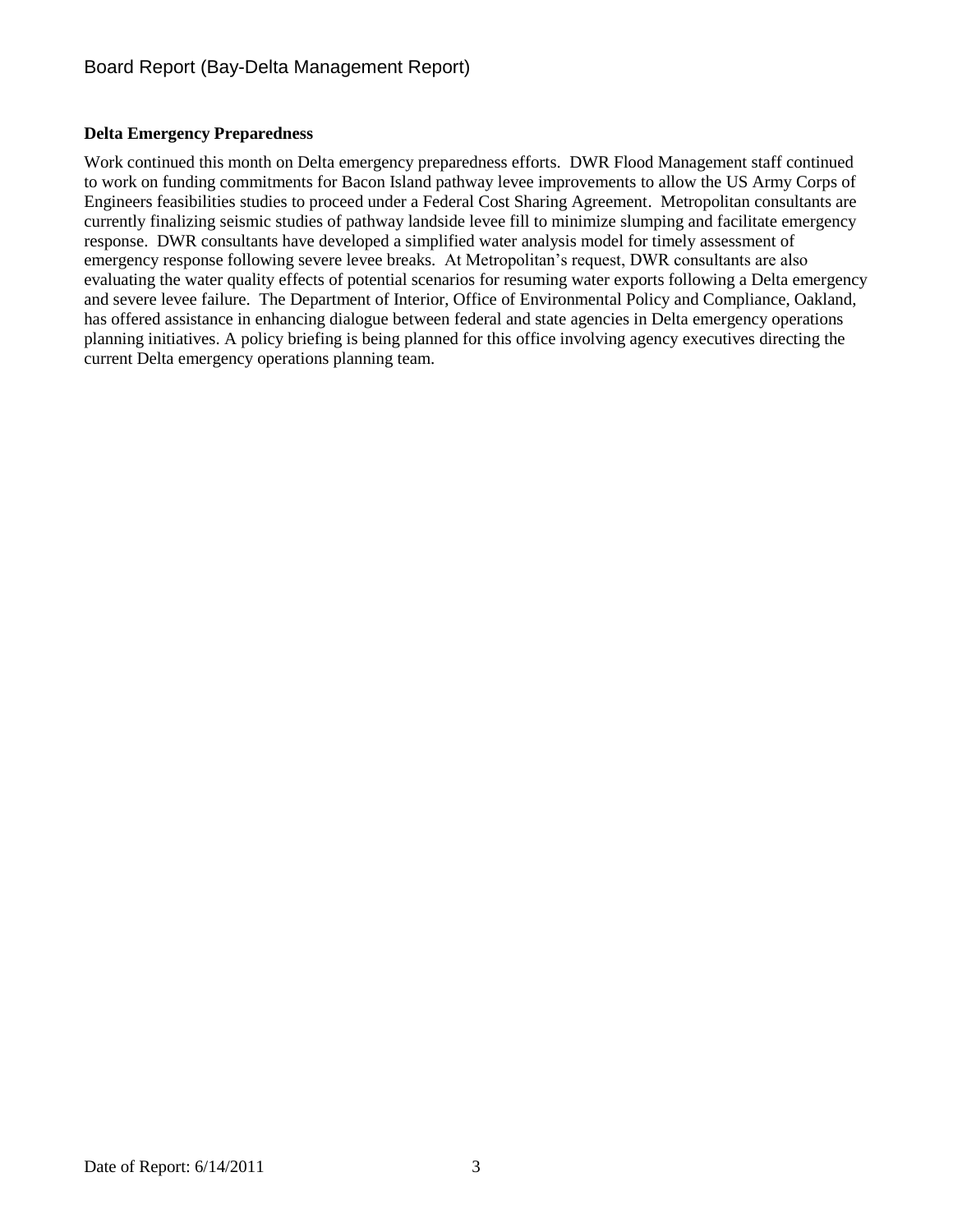**Delta Emergency Preparedness**

Work continued this month on Delta emergency preparedness efforts. DWR Flood Management staff continued to work on funding commitments for Bacon Island pathway levee improvements to allow the US Army Corps of Engineers feasibilities studies to proceed under a Federal Cost Sharing Agreement. Metropolitan consultants are currently finalizing seismic studies of pathway landside levee fill to minimize slumping and facilitate emergency response. DWR consultants have developed a simplified water analysis model for timely assessment of emergency response following severe levee breaks. At Metropolitan's request, DWR consultants are also evaluating the water quality effects of potential scenarios for resuming water exports following a Delta emergency and severe levee failure. The Department of Interior, Office of Environmental Policy and Compliance, Oakland, has offered assistance in enhancing dialogue between federal and state agencies in Delta emergency operations planning initiatives. A policy briefing is being planned for this office involving agency executives directing the current Delta emergency operations planning team.